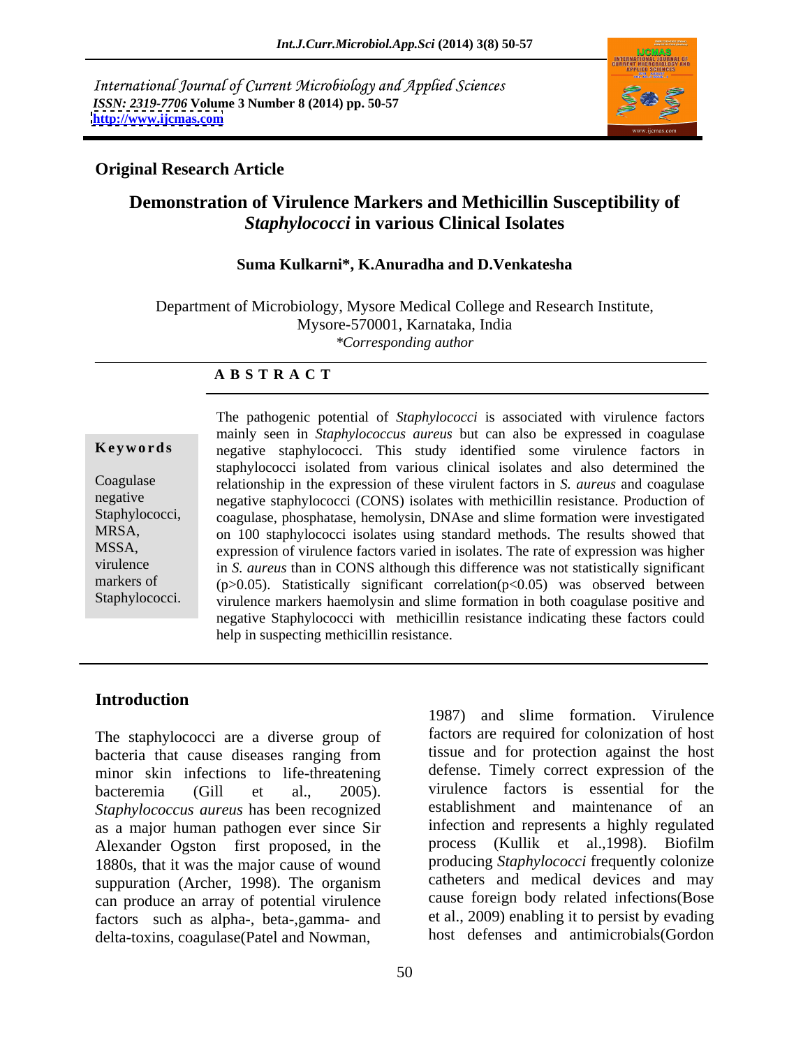International Journal of Current Microbiology and Applied Sciences
*ISSN: 2319-7706* **Volume 3 Number 8 (2014) pp. 50-57**
**http://www.ijcmas.com**

**Original Research Article**

# Demonstration of Virulence Markers and Methicillin Susceptibility of *Staphylococci* in various Clinical Isolates

**Suma Kulkarni\*, K.Anuradha and D.Venkatesha**

Department of Microbiology, Mysore Medical College and Research Institute, Mysore-570001, Karnataka, India
*\*Corresponding author*

## A B S T R A C T

**Keywords**

Coagulase negative Staphylococci, MRSA, MSSA, virulence markers of Staphylococci.

The pathogenic potential of *Staphylococci* is associated with virulence factors mainly seen in *Staphylococcus aureus* but can also be expressed in coagulase negative staphylococci. This study identified some virulence factors in staphylococci isolated from various clinical isolates and also determined the relationship in the expression of these virulent factors in *S. aureus* and coagulase negative staphylococci (CONS) isolates with methicillin resistance. Production of coagulase, phosphatase, hemolysin, DNAse and slime formation were investigated on 100 staphylococci isolates using standard methods. The results showed that expression of virulence factors varied in isolates. The rate of expression was higher in *S. aureus* than in CONS although this difference was not statistically significant ($p>0.05$). Statistically significant correlation($p<0.05$) was observed between virulence markers haemolysin and slime formation in both coagulase positive and negative Staphylococci with methicillin resistance indicating these factors could help in suspecting methicillin resistance.

## Introduction

The staphylococci are a diverse group of bacteria that cause diseases ranging from minor skin infections to life-threatening bacteremia (Gill et al., 2005). *Staphylococcus aureus* has been recognized as a major human pathogen ever since Sir Alexander Ogston first proposed, in the 1880s, that it was the major cause of wound suppuration (Archer, 1998). The organism can produce an array of potential virulence factors such as alpha-, beta-,gamma- and delta-toxins, coagulase(Patel and Nowman, 1987) and slime formation. Virulence factors are required for colonization of host tissue and for protection against the host defense. Timely correct expression of the virulence factors is essential for the establishment and maintenance of an infection and represents a highly regulated process (Kullik et al.,1998). Biofilm producing *Staphylococci* frequently colonize catheters and medical devices and may cause foreign body related infections(Bose et al., 2009) enabling it to persist by evading host defenses and antimicrobials(Gordon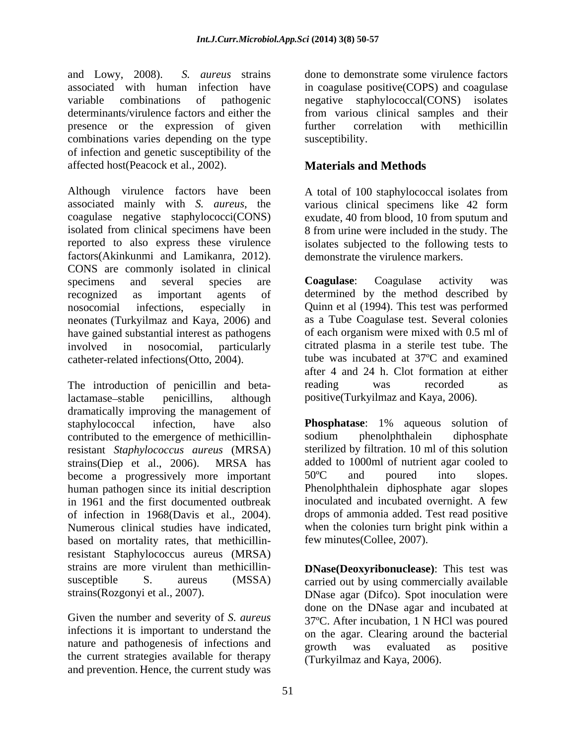and Lowy, 2008). *S. aureus* strains associated with human infection have variable combinations of pathogenic determinants/virulence factors and either the presence or the expression of given combinations varies depending on the type of infection and genetic susceptibility of the affected host(Peacock et al., 2002).

Although virulence factors have been associated mainly with *S. aureus*, the coagulase negative staphylococci(CONS) isolated from clinical specimens have been reported to also express these virulence factors(Akinkunmi and Lamikanra, 2012). CONS are commonly isolated in clinical specimens and several species are recognized as important agents of nosocomial infections, especially in neonates (Turkyilmaz and Kaya, 2006) and have gained substantial interest as pathogens involved in nosocomial, particularly catheter-related infections(Otto, 2004).

The introduction of penicillin and beta-lactamase–stable penicillins, although dramatically improving the management of staphylococcal infection, have also contributed to the emergence of methicillin-resistant *Staphylococcus aureus* (MRSA) strains(Diep et al., 2006). MRSA has become a progressively more important human pathogen since its initial description in 1961 and the first documented outbreak of infection in 1968(Davis et al., 2004). Numerous clinical studies have indicated, based on mortality rates, that methicillin-resistant Staphylococcus aureus (MRSA) strains are more virulent than methicillin-susceptible S. aureus (MSSA) strains(Rozgonyi et al., 2007).

Given the number and severity of *S. aureus* infections it is important to understand the nature and pathogenesis of infections and the current strategies available for therapy and prevention. Hence, the current study was done to demonstrate some virulence factors in coagulase positive(COPS) and coagulase negative staphylococcal(CONS) isolates from various clinical samples and their further correlation with methicillin susceptibility.

## Materials and Methods

A total of 100 staphylococcal isolates from various clinical specimens like 42 form exudate, 40 from blood, 10 from sputum and 8 from urine were included in the study. The isolates subjected to the following tests to demonstrate the virulence markers.

**Coagulase**: Coagulase activity was determined by the method described by Quinn et al (1994). This test was performed as a Tube Coagulase test. Several colonies of each organism were mixed with 0.5 ml of citrated plasma in a sterile test tube. The tube was incubated at 37ºC and examined after 4 and 24 h. Clot formation at either reading was recorded as positive(Turkyilmaz and Kaya, 2006).

**Phosphatase**: 1% aqueous solution of sodium phenolphthalein diphosphate sterilized by filtration. 10 ml of this solution added to 1000ml of nutrient agar cooled to 50ºC and poured into slopes. Phenolphthalein diphosphate agar slopes inoculated and incubated overnight. A few drops of ammonia added. Test read positive when the colonies turn bright pink within a few minutes(Collee, 2007).

**DNase(Deoxyribonuclease)**: This test was carried out by using commercially available DNase agar (Difco). Spot inoculation were done on the DNase agar and incubated at 37ºC. After incubation, 1 N HCl was poured on the agar. Clearing around the bacterial growth was evaluated as positive (Turkyilmaz and Kaya, 2006).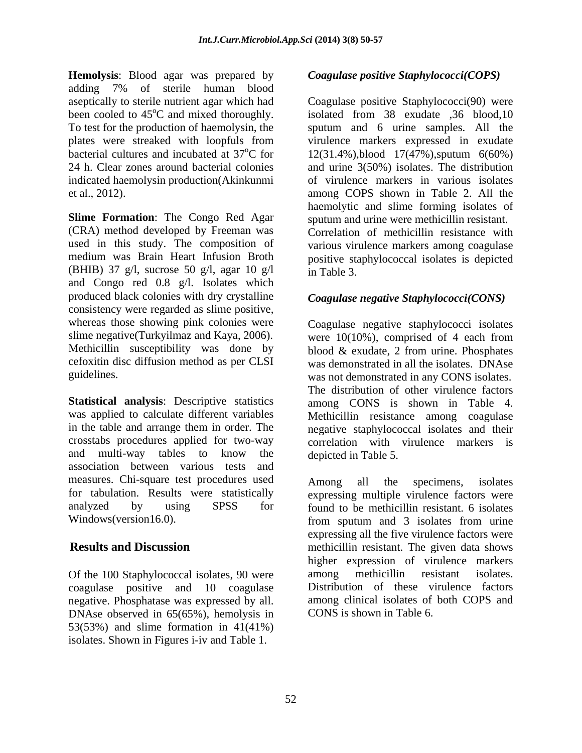**Hemolysis**: Blood agar was prepared by adding 7% of sterile human blood aseptically to sterile nutrient agar which had been cooled to 45°C and mixed thoroughly. To test for the production of haemolysin, the plates were streaked with loopfuls from bacterial cultures and incubated at 37°C for 24 h. Clear zones around bacterial colonies indicated haemolysin production(Akinkunmi et al., 2012).

**Slime Formation**: The Congo Red Agar (CRA) method developed by Freeman was used in this study. The composition of medium was Brain Heart Infusion Broth (BHIB) 37 g/l, sucrose 50 g/l, agar 10 g/l and Congo red 0.8 g/l. Isolates which produced black colonies with dry crystalline consistency were regarded as slime positive, whereas those showing pink colonies were slime negative(Turkyilmaz and Kaya, 2006). Methicillin susceptibility was done by cefoxitin disc diffusion method as per CLSI guidelines.

**Statistical analysis**: Descriptive statistics was applied to calculate different variables in the table and arrange them in order. The crosstabs procedures applied for two-way and multi-way tables to know the association between various tests and measures. Chi-square test procedures used for tabulation. Results were statistically analyzed by using SPSS for Windows(version16.0).

## Results and Discussion

Of the 100 Staphylococcal isolates, 90 were coagulase positive and 10 coagulase negative. Phosphatase was expressed by all. DNAse observed in 65(65%), hemolysis in 53(53%) and slime formation in 41(41%) isolates. Shown in Figures i-iv and Table 1.

### *Coagulase positive Staphylococci(COPS)*

Coagulase positive Staphylococci(90) were isolated from 38 exudate ,36 blood,10 sputum and 6 urine samples. All the virulence markers expressed in exudate 12(31.4%),blood 17(47%),sputum 6(60%) and urine 3(50%) isolates. The distribution of virulence markers in various isolates among COPS shown in Table 2. All the haemolytic and slime forming isolates of sputum and urine were methicillin resistant. Correlation of methicillin resistance with various virulence markers among coagulase positive staphylococcal isolates is depicted in Table 3.

### *Coagulase negative Staphylococci(CONS)*

Coagulase negative staphylococci isolates were 10(10%), comprised of 4 each from blood & exudate, 2 from urine. Phosphates was demonstrated in all the isolates. DNAse was not demonstrated in any CONS isolates. The distribution of other virulence factors among CONS is shown in Table 4. Methicillin resistance among coagulase negative staphylococcal isolates and their correlation with virulence markers is depicted in Table 5.

Among all the specimens, isolates expressing multiple virulence factors were found to be methicillin resistant. 6 isolates from sputum and 3 isolates from urine expressing all the five virulence factors were methicillin resistant. The given data shows higher expression of virulence markers among methicillin resistant isolates. Distribution of these virulence factors among clinical isolates of both COPS and CONS is shown in Table 6.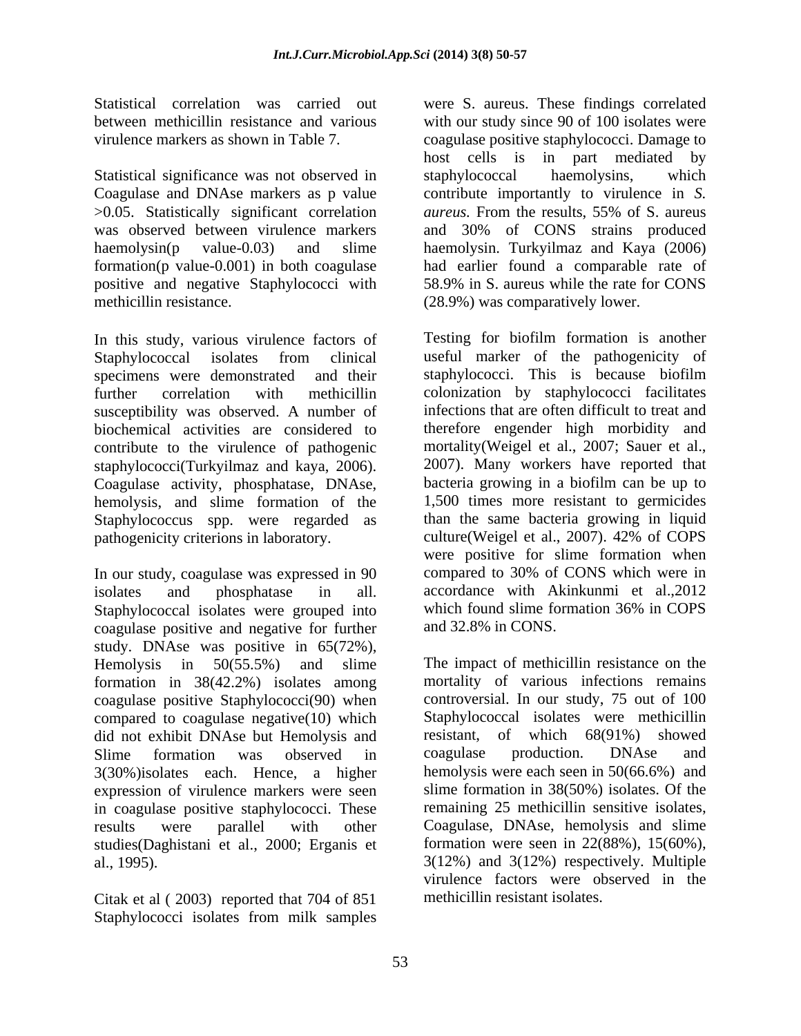Statistical correlation was carried out between methicillin resistance and various virulence markers as shown in Table 7.

Statistical significance was not observed in Coagulase and DNAse markers as p value >0.05. Statistically significant correlation was observed between virulence markers haemolysin(p value-0.03) and slime formation(p value-0.001) in both coagulase positive and negative Staphylococci with methicillin resistance.

In this study, various virulence factors of Staphylococcal isolates from clinical specimens were demonstrated and their further correlation with methicillin susceptibility was observed. A number of biochemical activities are considered to contribute to the virulence of pathogenic staphylococci(Turkyilmaz and kaya, 2006). Coagulase activity, phosphatase, DNAse, hemolysis, and slime formation of the Staphylococcus spp. were regarded as pathogenicity criterions in laboratory.

In our study, coagulase was expressed in 90 isolates and phosphatase in all. Staphylococcal isolates were grouped into coagulase positive and negative for further study. DNAse was positive in 65(72%), Hemolysis in 50(55.5%) and slime formation in 38(42.2%) isolates among coagulase positive Staphylococci(90) when compared to coagulase negative(10) which did not exhibit DNAse but Hemolysis and Slime formation was observed in 3(30%)isolates each. Hence, a higher expression of virulence markers were seen in coagulase positive staphylococci. These results were parallel with other studies(Daghistani et al., 2000; Erganis et al., 1995).

Citak et al ( 2003) reported that 704 of 851 Staphylococci isolates from milk samples were S. aureus. These findings correlated with our study since 90 of 100 isolates were coagulase positive staphylococci. Damage to host cells is in part mediated by staphylococcal haemolysins, which contribute importantly to virulence in *S. aureus*. From the results, 55% of S. aureus and 30% of CONS strains produced haemolysin. Turkyilmaz and Kaya (2006) had earlier found a comparable rate of 58.9% in S. aureus while the rate for CONS (28.9%) was comparatively lower.

Testing for biofilm formation is another useful marker of the pathogenicity of staphylococci. This is because biofilm colonization by staphylococci facilitates infections that are often difficult to treat and therefore engender high morbidity and mortality(Weigel et al., 2007; Sauer et al., 2007). Many workers have reported that bacteria growing in a biofilm can be up to 1,500 times more resistant to germicides than the same bacteria growing in liquid culture(Weigel et al., 2007). 42% of COPS were positive for slime formation when compared to 30% of CONS which were in accordance with Akinkunmi et al.,2012 which found slime formation 36% in COPS and 32.8% in CONS.

The impact of methicillin resistance on the mortality of various infections remains controversial. In our study, 75 out of 100 Staphylococcal isolates were methicillin resistant, of which 68(91%) showed coagulase production. DNAse and hemolysis were each seen in 50(66.6%) and slime formation in 38(50%) isolates. Of the remaining 25 methicillin sensitive isolates, Coagulase, DNAse, hemolysis and slime formation were seen in 22(88%), 15(60%), 3(12%) and 3(12%) respectively. Multiple virulence factors were observed in the methicillin resistant isolates.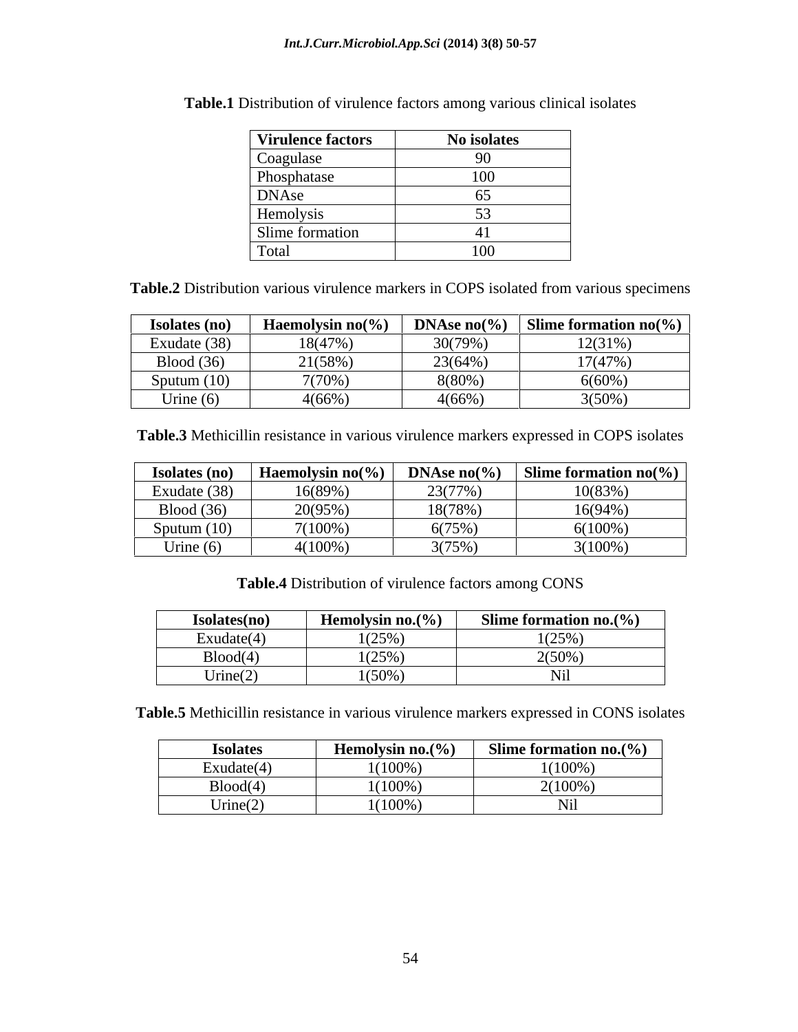**Table.1** Distribution of virulence factors among various clinical isolates

| Virulence factors | No isolates |
|---|---|
| Coagulase | 90 |
| Phosphatase | 100 |
| DNAse | 65 |
| Hemolysis | 53 |
| Slime formation | 41 |
| Total | 100 |

**Table.2** Distribution various virulence markers in COPS isolated from various specimens

| Isolates (no) | Haemolysin no(%) | DNAse no(%) | Slime formation no(%) |
|---|---|---|---|
| Exudate (38) | 18(47%) | 30(79%) | 12(31%) |
| Blood (36) | 21(58%) | 23(64%) | 17(47%) |
| Sputum (10) | 7(70%) | 8(80%) | 6(60%) |
| Urine (6) | 4(66%) | 4(66%) | 3(50%) |

**Table.3** Methicillin resistance in various virulence markers expressed in COPS isolates

| Isolates (no) | Haemolysin no(%) | DNAse no(%) | Slime formation no(%) |
|---|---|---|---|
| Exudate (38) | 16(89%) | 23(77%) | 10(83%) |
| Blood (36) | 20(95%) | 18(78%) | 16(94%) |
| Sputum (10) | 7(100%) | 6(75%) | 6(100%) |
| Urine (6) | 4(100%) | 3(75%) | 3(100%) |

**Table.4** Distribution of virulence factors among CONS

| Isolates(no) | Hemolysin no.(%) | Slime formation no.(%) |
|---|---|---|
| Exudate(4) | 1(25%) | 1(25%) |
| Blood(4) | 1(25%) | 2(50%) |
| Urine(2) | 1(50%) | Nil |

**Table.5** Methicillin resistance in various virulence markers expressed in CONS isolates

| Isolates | Hemolysin no.(%) | Slime formation no.(%) |
|---|---|---|
| Exudate(4) | 1(100%) | 1(100%) |
| Blood(4) | 1(100%) | 2(100%) |
| Urine(2) | 1(100%) | Nil |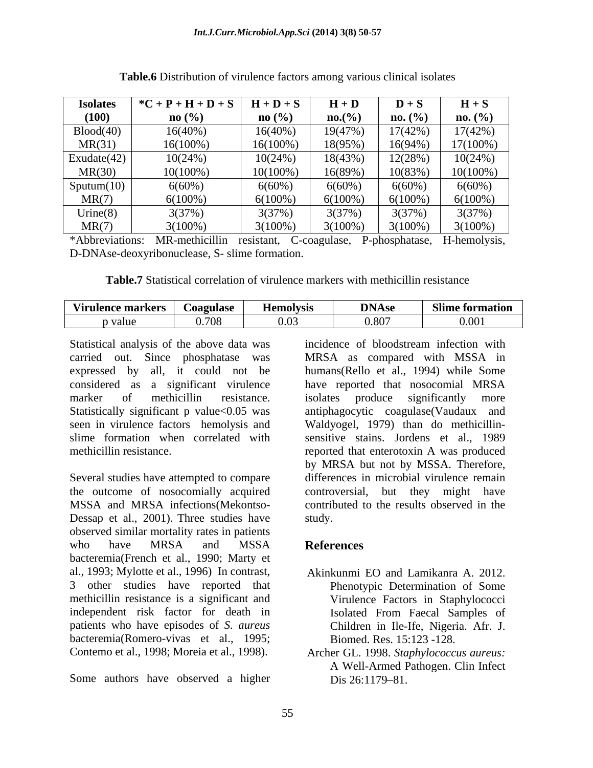**Table.6** Distribution of virulence factors among various clinical isolates

| Isolates (100) | *C + P + H + D + S no (%) | H + D + S no (%) | H + D no.(%) | D + S no. (%) | H + S no. (%) |
|---|---|---|---|---|---|
| Blood(40) | 16(40%) | 16(40%) | 19(47%) | 17(42%) | 17(42%) |
| MR(31) | 16(100%) | 16(100%) | 18(95%) | 16(94%) | 17(100%) |
| Exudate(42) | 10(24%) | 10(24%) | 18(43%) | 12(28%) | 10(24%) |
| MR(30) | 10(100%) | 10(100%) | 16(89%) | 10(83%) | 10(100%) |
| Sputum(10) | 6(60%) | 6(60%) | 6(60%) | 6(60%) | 6(60%) |
| MR(7) | 6(100%) | 6(100%) | 6(100%) | 6(100%) | 6(100%) |
| Urine(8) | 3(37%) | 3(37%) | 3(37%) | 3(37%) | 3(37%) |
| MR(7) | 3(100%) | 3(100%) | 3(100%) | 3(100%) | 3(100%) |

*Abbreviations: MR-methicillin resistant, C-coagulase, P-phosphatase, H-hemolysis, D-DNAse-deoxyribonuclease, S- slime formation.

**Table.7** Statistical correlation of virulence markers with methicillin resistance

| Virulence markers | Coagulase | Hemolysis | DNAse | Slime formation |
|---|---|---|---|---|
| p value | 0.708 | 0.03 | 0.807 | 0.001 |

Statistical analysis of the above data was carried out. Since phosphatase was expressed by all, it could not be considered as a significant virulence marker of methicillin resistance. Statistically significant p value<0.05 was seen in virulence factors hemolysis and slime formation when correlated with methicillin resistance.

Several studies have attempted to compare the outcome of nosocomially acquired MSSA and MRSA infections(Mekontso-Dessap et al., 2001). Three studies have observed similar mortality rates in patients who have MRSA and MSSA bacteremia(French et al., 1990; Marty et al., 1993; Mylotte et al., 1996) In contrast, 3 other studies have reported that methicillin resistance is a significant and independent risk factor for death in patients who have episodes of *S. aureus* bacteremia(Romero-vivas et al., 1995; Contemo et al., 1998; Moreia et al., 1998).

Some authors have observed a higher incidence of bloodstream infection with MRSA as compared with MSSA in humans(Rello et al., 1994) while Some have reported that nosocomial MRSA isolates produce significantly more antiphagocytic coagulase(Vaudaux and Waldyogel, 1979) than do methicillin-sensitive stains. Jordens et al., 1989 reported that enterotoxin A was produced by MRSA but not by MSSA. Therefore, differences in microbial virulence remain controversial, but they might have contributed to the results observed in the study.

## References

Akinkunmi EO and Lamikanra A. 2012. Phenotypic Determination of Some Virulence Factors in Staphylococci Isolated From Faecal Samples of Children in Ile-Ife, Nigeria. Afr. J. Biomed. Res. 15:123 -128.

Archer GL. 1998. *Staphylococcus aureus:* A Well-Armed Pathogen. Clin Infect Dis 26:1179–81.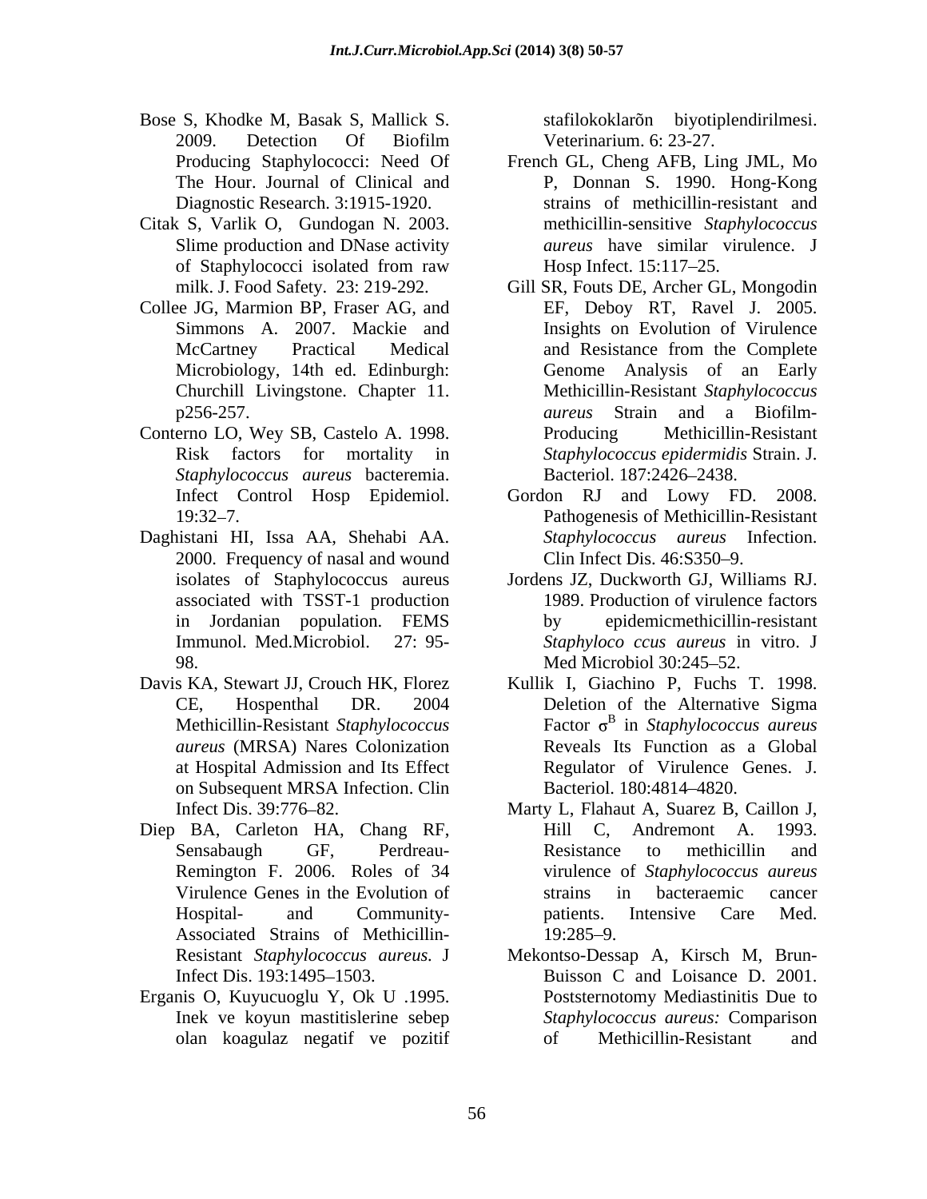Bose S, Khodke M, Basak S, Mallick S. 2009. Detection Of Biofilm Producing Staphylococci: Need Of The Hour. Journal of Clinical and Diagnostic Research. 3:1915-1920.

Citak S, Varlik O, Gundogan N. 2003. Slime production and DNase activity of Staphylococci isolated from raw milk. J. Food Safety. 23: 219-292.

Collee JG, Marmion BP, Fraser AG, and Simmons A. 2007. Mackie and McCartney Practical Medical Microbiology, 14th ed. Edinburgh: Churchill Livingstone. Chapter 11. p256-257.

Conterno LO, Wey SB, Castelo A. 1998. Risk factors for mortality in *Staphylococcus aureus* bacteremia. Infect Control Hosp Epidemiol. 19:32–7.

Daghistani HI, Issa AA, Shehabi AA. 2000. Frequency of nasal and wound isolates of Staphylococcus aureus associated with TSST-1 production in Jordanian population. FEMS Immunol. Med.Microbiol. 27: 95-98.

Davis KA, Stewart JJ, Crouch HK, Florez CE, Hospenthal DR. 2004 Methicillin-Resistant *Staphylococcus aureus* (MRSA) Nares Colonization at Hospital Admission and Its Effect on Subsequent MRSA Infection. Clin Infect Dis. 39:776–82.

Diep BA, Carleton HA, Chang RF, Sensabaugh GF, Perdreau-Remington F. 2006. Roles of 34 Virulence Genes in the Evolution of Hospital- and Community-Associated Strains of Methicillin-Resistant *Staphylococcus aureus*. J Infect Dis. 193:1495–1503.

Erganis O, Kuyucuoglu Y, Ok U .1995. Inek ve koyun mastitislerine sebep olan koagulaz negatif ve pozitif stafilokoklarõn biyotiplendirilmesi. Veterinarium. 6: 23-27.

French GL, Cheng AFB, Ling JML, Mo P, Donnan S. 1990. Hong-Kong strains of methicillin-resistant and methicillin-sensitive *Staphylococcus aureus* have similar virulence. J Hosp Infect. 15:117–25.

Gill SR, Fouts DE, Archer GL, Mongodin EF, Deboy RT, Ravel J. 2005. Insights on Evolution of Virulence and Resistance from the Complete Genome Analysis of an Early Methicillin-Resistant *Staphylococcus aureus* Strain and a Biofilm-Producing Methicillin-Resistant *Staphylococcus epidermidis* Strain. J. Bacteriol. 187:2426–2438.

Gordon RJ and Lowy FD. 2008. Pathogenesis of Methicillin-Resistant *Staphylococcus aureus* Infection. Clin Infect Dis. 46:S350–9.

Jordens JZ, Duckworth GJ, Williams RJ. 1989. Production of virulence factors by epidemicmethicillin-resistant *Staphyloco ccus aureus* in vitro. J Med Microbiol 30:245–52.

Kullik I, Giachino P, Fuchs T. 1998. Deletion of the Alternative Sigma Factor $\sigma^B$ in *Staphylococcus aureus* Reveals Its Function as a Global Regulator of Virulence Genes. J. Bacteriol. 180:4814–4820.

Marty L, Flahaut A, Suarez B, Caillon J, Hill C, Andremont A. 1993. Resistance to methicillin and virulence of *Staphylococcus aureus* strains in bacteraemic cancer patients. Intensive Care Med. 19:285–9.

Mekontso-Dessap A, Kirsch M, Brun-Buisson C and Loisance D. 2001. Poststernotomy Mediastinitis Due to *Staphylococcus aureus:* Comparison of Methicillin-Resistant and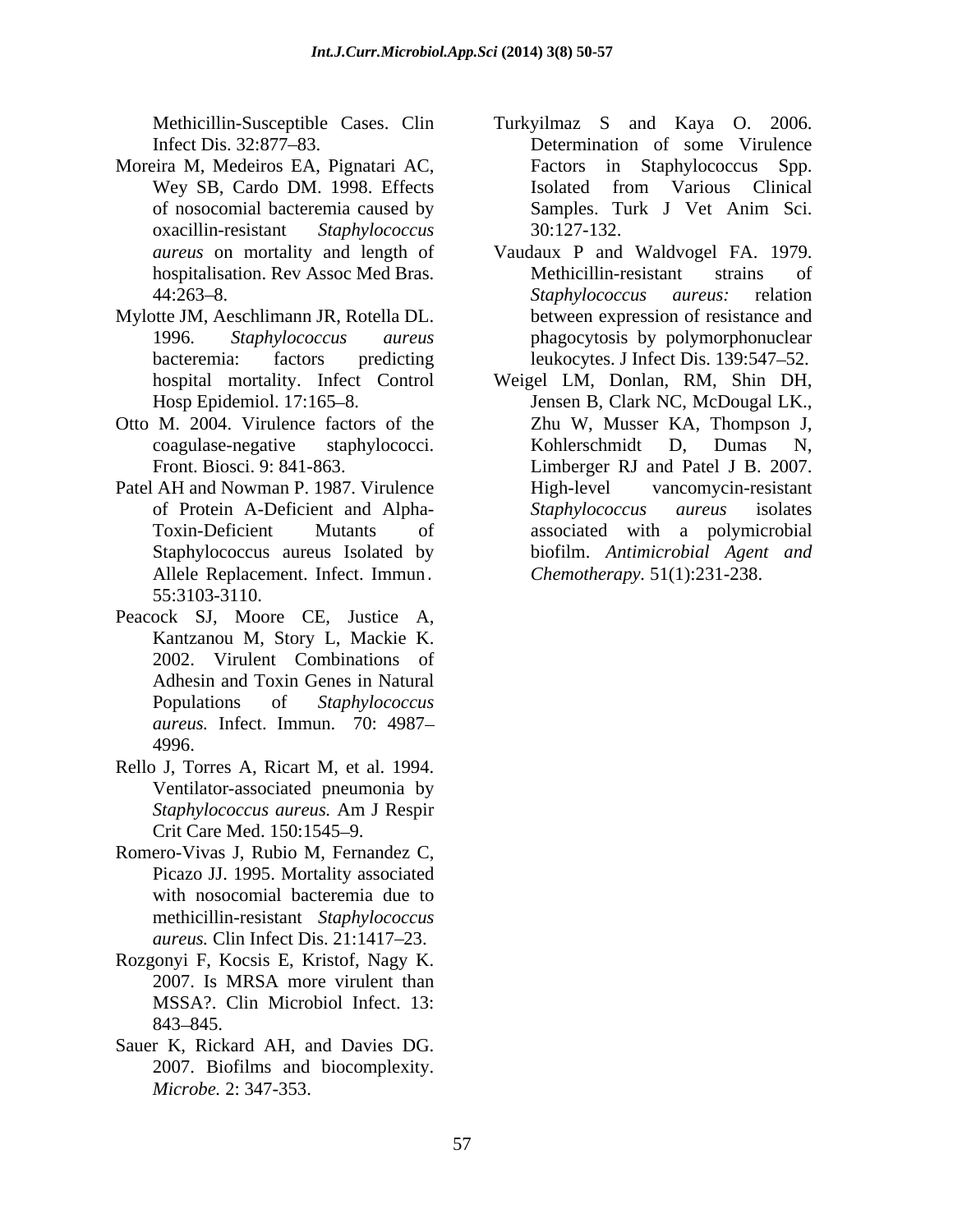Methicillin-Susceptible Cases. Clin Infect Dis. 32:877–83.

Moreira M, Medeiros EA, Pignatari AC, Wey SB, Cardo DM. 1998. Effects of nosocomial bacteremia caused by oxacillin-resistant *Staphylococcus aureus* on mortality and length of hospitalisation. Rev Assoc Med Bras. 44:263–8.

Mylotte JM, Aeschlimann JR, Rotella DL. 1996. *Staphylococcus aureus* bacteremia: factors predicting hospital mortality. Infect Control Hosp Epidemiol. 17:165–8.

Otto M. 2004. Virulence factors of the coagulase-negative staphylococci. Front. Biosci. 9: 841-863.

Patel AH and Nowman P. 1987. Virulence of Protein A-Deficient and Alpha-Toxin-Deficient Mutants of Staphylococcus aureus Isolated by Allele Replacement. Infect. Immun. 55:3103-3110.

Peacock SJ, Moore CE, Justice A, Kantzanou M, Story L, Mackie K. 2002. Virulent Combinations of Adhesin and Toxin Genes in Natural Populations of *Staphylococcus aureus.* Infect. Immun. 70: 4987–4996.

Rello J, Torres A, Ricart M, et al. 1994. Ventilator-associated pneumonia by *Staphylococcus aureus.* Am J Respir Crit Care Med. 150:1545–9.

Romero-Vivas J, Rubio M, Fernandez C, Picazo JJ. 1995. Mortality associated with nosocomial bacteremia due to methicillin-resistant *Staphylococcus aureus.* Clin Infect Dis. 21:1417–23.

Rozgonyi F, Kocsis E, Kristof, Nagy K. 2007. Is MRSA more virulent than MSSA?. Clin Microbiol Infect. 13: 843–845.

Sauer K, Rickard AH, and Davies DG. 2007. Biofilms and biocomplexity. *Microbe.* 2: 347-353.

Turkyilmaz S and Kaya O. 2006. Determination of some Virulence Factors in Staphylococcus Spp. Isolated from Various Clinical Samples. Turk J Vet Anim Sci. 30:127-132.

Vaudaux P and Waldvogel FA. 1979. Methicillin-resistant strains of *Staphylococcus aureus:* relation between expression of resistance and phagocytosis by polymorphonuclear leukocytes. J Infect Dis. 139:547–52.

Weigel LM, Donlan, RM, Shin DH, Jensen B, Clark NC, McDougal LK., Zhu W, Musser KA, Thompson J, Kohlerschmidt D, Dumas N, Limberger RJ and Patel J B. 2007. High-level vancomycin-resistant *Staphylococcus aureus* isolates associated with a polymicrobial biofilm. *Antimicrobial Agent and Chemotherapy.* 51(1):231-238.